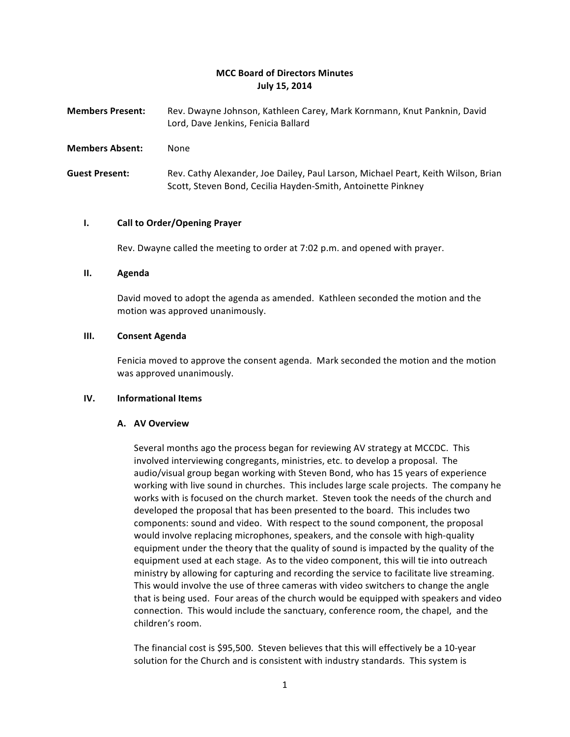# MCC Board of Directors Minutes
## July 15, 2014

**Members Present:** Rev. Dwayne Johnson, Kathleen Carey, Mark Kornmann, Knut Panknin, David Lord, Dave Jenkins, Fenicia Ballard

**Members Absent:** None

**Guest Present:** Rev. Cathy Alexander, Joe Dailey, Paul Larson, Michael Peart, Keith Wilson, Brian Scott, Steven Bond, Cecilia Hayden-Smith, Antoinette Pinkney

### I. Call to Order/Opening Prayer

Rev. Dwayne called the meeting to order at 7:02 p.m. and opened with prayer.

### II. Agenda

David moved to adopt the agenda as amended. Kathleen seconded the motion and the motion was approved unanimously.

### III. Consent Agenda

Fenicia moved to approve the consent agenda. Mark seconded the motion and the motion was approved unanimously.

### IV. Informational Items

#### A. AV Overview

Several months ago the process began for reviewing AV strategy at MCCDC. This involved interviewing congregants, ministries, etc. to develop a proposal. The audio/visual group began working with Steven Bond, who has 15 years of experience working with live sound in churches. This includes large scale projects. The company he works with is focused on the church market. Steven took the needs of the church and developed the proposal that has been presented to the board. This includes two components: sound and video. With respect to the sound component, the proposal would involve replacing microphones, speakers, and the console with high-quality equipment under the theory that the quality of sound is impacted by the quality of the equipment used at each stage. As to the video component, this will tie into outreach ministry by allowing for capturing and recording the service to facilitate live streaming. This would involve the use of three cameras with video switchers to change the angle that is being used. Four areas of the church would be equipped with speakers and video connection. This would include the sanctuary, conference room, the chapel, and the children's room.

The financial cost is $95,500. Steven believes that this will effectively be a 10-year solution for the Church and is consistent with industry standards. This system is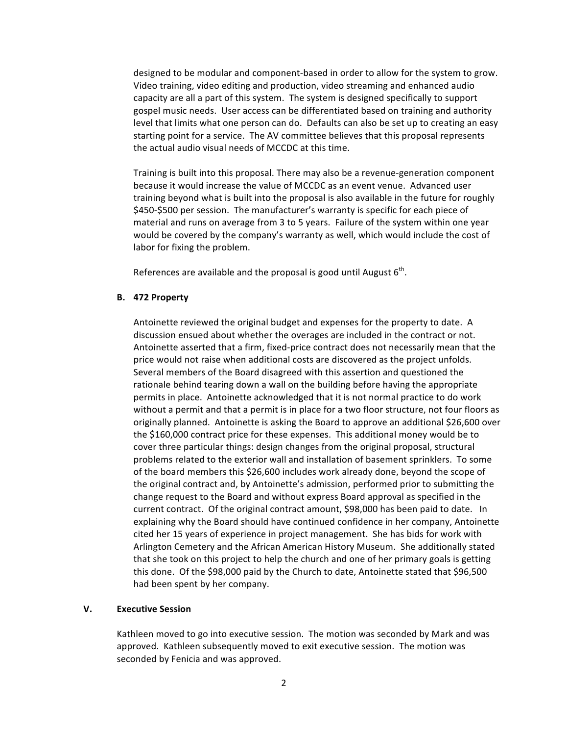designed to be modular and component-based in order to allow for the system to grow. Video training, video editing and production, video streaming and enhanced audio capacity are all a part of this system. The system is designed specifically to support gospel music needs. User access can be differentiated based on training and authority level that limits what one person can do. Defaults can also be set up to creating an easy starting point for a service. The AV committee believes that this proposal represents the actual audio visual needs of MCCDC at this time.

Training is built into this proposal. There may also be a revenue-generation component because it would increase the value of MCCDC as an event venue. Advanced user training beyond what is built into the proposal is also available in the future for roughly $450-$500 per session. The manufacturer's warranty is specific for each piece of material and runs on average from 3 to 5 years. Failure of the system within one year would be covered by the company's warranty as well, which would include the cost of labor for fixing the problem.

References are available and the proposal is good until August 6th.

### B. 472 Property

Antoinette reviewed the original budget and expenses for the property to date. A discussion ensued about whether the overages are included in the contract or not. Antoinette asserted that a firm, fixed-price contract does not necessarily mean that the price would not raise when additional costs are discovered as the project unfolds. Several members of the Board disagreed with this assertion and questioned the rationale behind tearing down a wall on the building before having the appropriate permits in place. Antoinette acknowledged that it is not normal practice to do work without a permit and that a permit is in place for a two floor structure, not four floors as originally planned. Antoinette is asking the Board to approve an additional $26,600 over the $160,000 contract price for these expenses. This additional money would be to cover three particular things: design changes from the original proposal, structural problems related to the exterior wall and installation of basement sprinklers. To some of the board members this $26,600 includes work already done, beyond the scope of the original contract and, by Antoinette's admission, performed prior to submitting the change request to the Board and without express Board approval as specified in the current contract. Of the original contract amount, $98,000 has been paid to date. In explaining why the Board should have continued confidence in her company, Antoinette cited her 15 years of experience in project management. She has bids for work with Arlington Cemetery and the African American History Museum. She additionally stated that she took on this project to help the church and one of her primary goals is getting this done. Of the $98,000 paid by the Church to date, Antoinette stated that $96,500 had been spent by her company.

## V. Executive Session

Kathleen moved to go into executive session. The motion was seconded by Mark and was approved. Kathleen subsequently moved to exit executive session. The motion was seconded by Fenicia and was approved.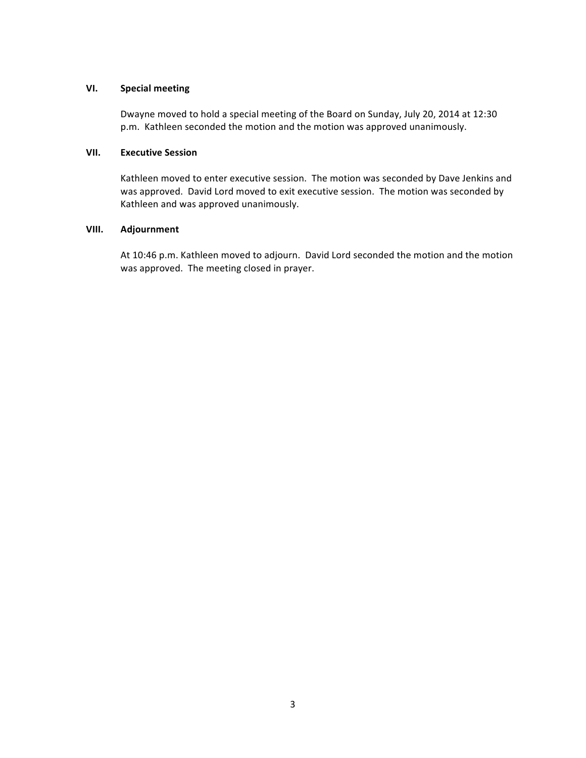## VI. Special meeting

Dwayne moved to hold a special meeting of the Board on Sunday, July 20, 2014 at 12:30 p.m. Kathleen seconded the motion and the motion was approved unanimously.

## VII. Executive Session

Kathleen moved to enter executive session. The motion was seconded by Dave Jenkins and was approved. David Lord moved to exit executive session. The motion was seconded by Kathleen and was approved unanimously.

## VIII. Adjournment

At 10:46 p.m. Kathleen moved to adjourn. David Lord seconded the motion and the motion was approved. The meeting closed in prayer.